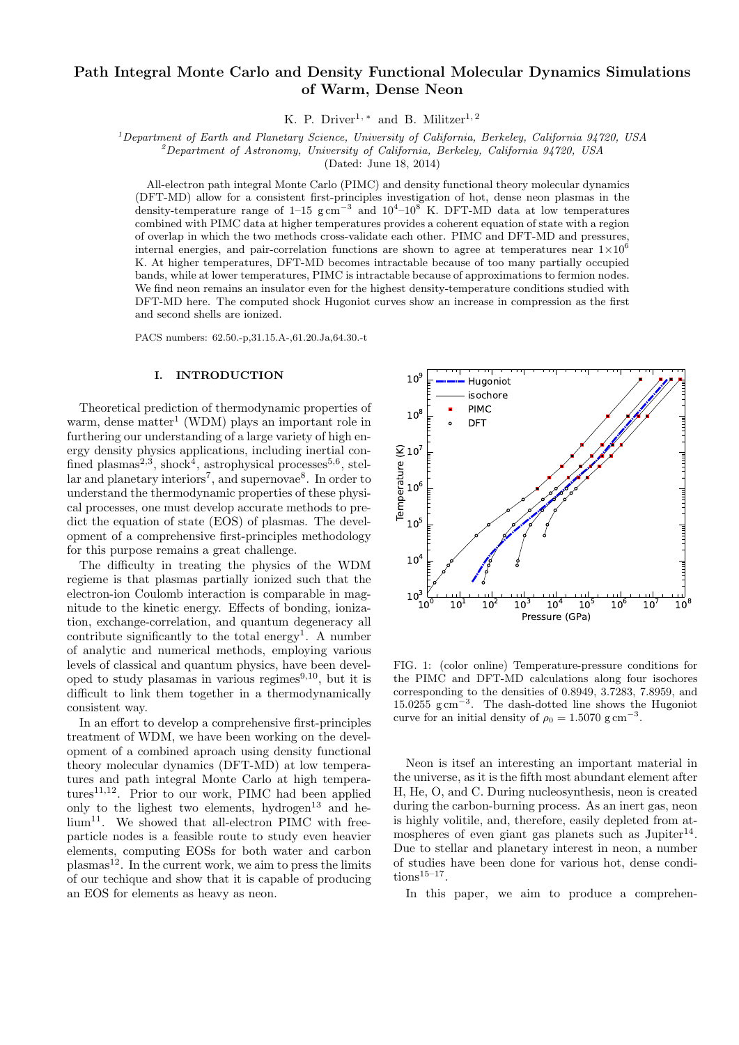# Path Integral Monte Carlo and Density Functional Molecular Dynamics Simulations of Warm, Dense Neon

K. P. Driver[1,*] and B. Militzer[1,2]

[1]Department of Earth and Planetary Science, University of California, Berkeley, California 94720, USA
[2]Department of Astronomy, University of California, Berkeley, California 94720, USA

(Dated: June 18, 2014)

All-electron path integral Monte Carlo (PIMC) and density functional theory molecular dynamics (DFT-MD) allow for a consistent first-principles investigation of hot, dense neon plasmas in the density-temperature range of 1–15 g cm$^{-3}$ and $10^4$–$10^8$ K. DFT-MD data at low temperatures combined with PIMC data at higher temperatures provides a coherent equation of state with a region of overlap in which the two methods cross-validate each other. PIMC and DFT-MD and pressures, internal energies, and pair-correlation functions are shown to agree at temperatures near $1\times10^6$ K. At higher temperatures, DFT-MD becomes intractable because of too many partially occupied bands, while at lower temperatures, PIMC is intractable because of approximations to fermion nodes. We find neon remains an insulator even for the highest density-temperature conditions studied with DFT-MD here. The computed shock Hugoniot curves show an increase in compression as the first and second shells are ionized.

PACS numbers: 62.50.-p,31.15.A-,61.20.Ja,64.30.-t

## I. INTRODUCTION

Theoretical prediction of thermodynamic properties of warm, dense matter[1] (WDM) plays an important role in furthering our understanding of a large variety of high energy density physics applications, including inertial confined plasmas[2,3], shock[4], astrophysical processes[5,6], stellar and planetary interiors[7], and supernovae[8]. In order to understand the thermodynamic properties of these physical processes, one must develop accurate methods to predict the equation of state (EOS) of plasmas. The development of a comprehensive first-principles methodology for this purpose remains a great challenge.

The difficulty in treating the physics of the WDM regieme is that plasmas partially ionized such that the electron-ion Coulomb interaction is comparable in magnitude to the kinetic energy. Effects of bonding, ionization, exchange-correlation, and quantum degeneracy all contribute significantly to the total energy[1]. A number of analytic and numerical methods, employing various levels of classical and quantum physics, have been developed to study plasamas in various regimes[9,10], but it is difficult to link them together in a thermodynamically consistent way.

In an effort to develop a comprehensive first-principles treatment of WDM, we have been working on the development of a combined aproach using density functional theory molecular dynamics (DFT-MD) at low temperatures and path integral Monte Carlo at high temperatures[11,12]. Prior to our work, PIMC had been applied only to the lighest two elements, hydrogen[13] and helium[11]. We showed that all-electron PIMC with free-particle nodes is a feasible route to study even heavier elements, computing EOSs for both water and carbon plasmas[12]. In the current work, we aim to press the limits of our techique and show that it is capable of producing an EOS for elements as heavy as neon.

FIG. 1: (color online) Temperature-pressure conditions for the PIMC and DFT-MD calculations along four isochores corresponding to the densities of 0.8949, 3.7283, 7.8959, and 15.0255 g cm$^{-3}$. The dash-dotted line shows the Hugoniot curve for an initial density of $\rho_0 = 1.5070$ g cm$^{-3}$.

Neon is itsef an interesting an important material in the universe, as it is the fifth most abundant element after H, He, O, and C. During nucleosynthesis, neon is created during the carbon-burning process. As an inert gas, neon is highly volitile, and, therefore, easily depleted from atmospheres of even giant gas planets such as Jupiter[14]. Due to stellar and planetary interest in neon, a number of studies have been done for various hot, dense conditions[15–17].

In this paper, we aim to produce a comprehen-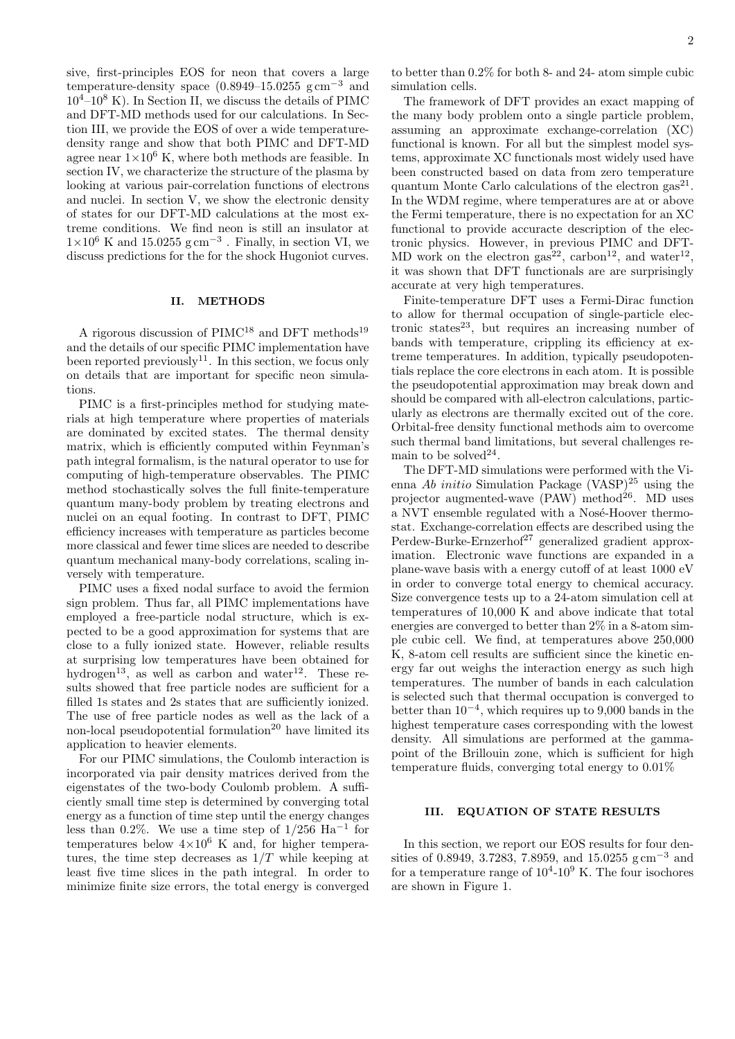sive, first-principles EOS for neon that covers a large temperature-density space (0.8949–15.0255 g cm$^{-3}$ and $10^4$–$10^8$ K). In Section II, we discuss the details of PIMC and DFT-MD methods used for our calculations. In Section III, we provide the EOS of over a wide temperature-density range and show that both PIMC and DFT-MD agree near $1\times10^6$ K, where both methods are feasible. In section IV, we characterize the structure of the plasma by looking at various pair-correlation functions of electrons and nuclei. In section V, we show the electronic density of states for our DFT-MD calculations at the most extreme conditions. We find neon is still an insulator at $1\times10^6$ K and 15.0255 g cm$^{-3}$ . Finally, in section VI, we discuss predictions for the for the shock Hugoniot curves.

## II. METHODS

A rigorous discussion of PIMC[18] and DFT methods[19] and the details of our specific PIMC implementation have been reported previously[11]. In this section, we focus only on details that are important for specific neon simulations.

PIMC is a first-principles method for studying materials at high temperature where properties of materials are dominated by excited states. The thermal density matrix, which is efficiently computed within Feynman's path integral formalism, is the natural operator to use for computing of high-temperature observables. The PIMC method stochastically solves the full finite-temperature quantum many-body problem by treating electrons and nuclei on an equal footing. In contrast to DFT, PIMC efficiency increases with temperature as particles become more classical and fewer time slices are needed to describe quantum mechanical many-body correlations, scaling inversely with temperature.

PIMC uses a fixed nodal surface to avoid the fermion sign problem. Thus far, all PIMC implementations have employed a free-particle nodal structure, which is expected to be a good approximation for systems that are close to a fully ionized state. However, reliable results at surprising low temperatures have been obtained for hydrogen[13], as well as carbon and water[12]. These results showed that free particle nodes are sufficient for a filled 1s states and 2s states that are sufficiently ionized. The use of free particle nodes as well as the lack of a non-local pseudopotential formulation[20] have limited its application to heavier elements.

For our PIMC simulations, the Coulomb interaction is incorporated via pair density matrices derived from the eigenstates of the two-body Coulomb problem. A sufficiently small time step is determined by converging total energy as a function of time step until the energy changes less than 0.2%. We use a time step of $1/256$ Ha$^{-1}$ for temperatures below $4\times10^6$ K and, for higher temperatures, the time step decreases as $1/T$ while keeping at least five time slices in the path integral. In order to minimize finite size errors, the total energy is converged to better than 0.2% for both 8- and 24- atom simple cubic simulation cells.

The framework of DFT provides an exact mapping of the many body problem onto a single particle problem, assuming an approximate exchange-correlation (XC) functional is known. For all but the simplest model systems, approximate XC functionals most widely used have been constructed based on data from zero temperature quantum Monte Carlo calculations of the electron gas[21]. In the WDM regime, where temperatures are at or above the Fermi temperature, there is no expectation for an XC functional to provide accuracte description of the electronic physics. However, in previous PIMC and DFT-MD work on the electron gas[22], carbon[12], and water[12], it was shown that DFT functionals are are surprisingly accurate at very high temperatures.

Finite-temperature DFT uses a Fermi-Dirac function to allow for thermal occupation of single-particle electronic states[23], but requires an increasing number of bands with temperature, crippling its efficiency at extreme temperatures. In addition, typically pseudopotentials replace the core electrons in each atom. It is possible the pseudopotential approximation may break down and should be compared with all-electron calculations, particularly as electrons are thermally excited out of the core. Orbital-free density functional methods aim to overcome such thermal band limitations, but several challenges remain to be solved[24].

The DFT-MD simulations were performed with the Vienna *Ab initio* Simulation Package (VASP)[25] using the projector augmented-wave (PAW) method[26]. MD uses a NVT ensemble regulated with a Nosé-Hoover thermostat. Exchange-correlation effects are described using the Perdew-Burke-Ernzerhof[27] generalized gradient approximation. Electronic wave functions are expanded in a plane-wave basis with a energy cutoff of at least 1000 eV in order to converge total energy to chemical accuracy. Size convergence tests up to a 24-atom simulation cell at temperatures of 10,000 K and above indicate that total energies are converged to better than 2% in a 8-atom simple cubic cell. We find, at temperatures above 250,000 K, 8-atom cell results are sufficient since the kinetic energy far out weighs the interaction energy as such high temperatures. The number of bands in each calculation is selected such that thermal occupation is converged to better than $10^{-4}$, which requires up to 9,000 bands in the highest temperature cases corresponding with the lowest density. All simulations are performed at the gamma-point of the Brillouin zone, which is sufficient for high temperature fluids, converging total energy to 0.01%

## III. EQUATION OF STATE RESULTS

In this section, we report our EOS results for four densities of 0.8949, 3.7283, 7.8959, and 15.0255 g cm$^{-3}$ and for a temperature range of $10^4$-$10^9$ K. The four isochores are shown in Figure 1.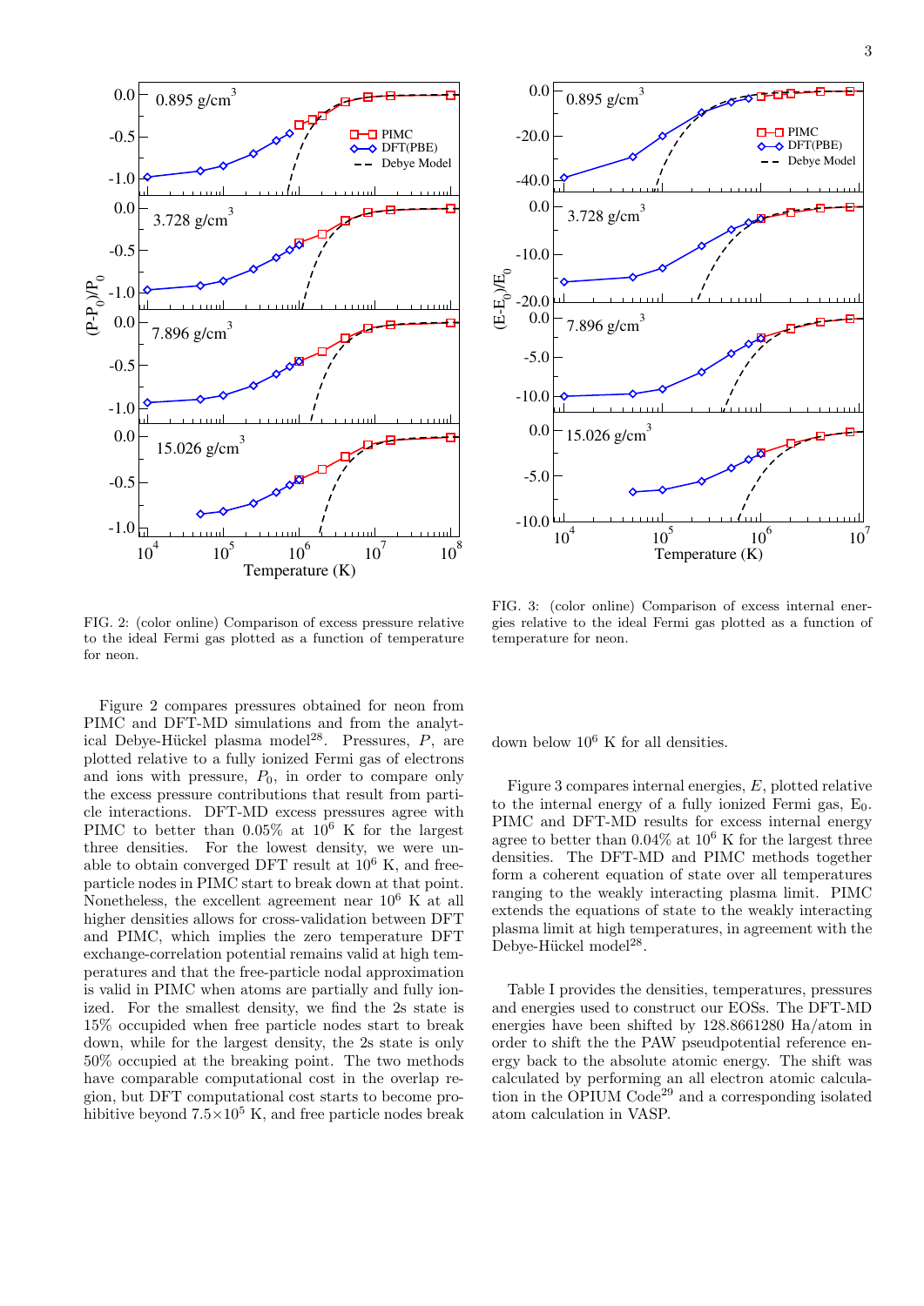FIG. 2: (color online) Comparison of excess pressure relative to the ideal Fermi gas plotted as a function of temperature for neon.

FIG. 3: (color online) Comparison of excess internal energies relative to the ideal Fermi gas plotted as a function of temperature for neon.

Figure 2 compares pressures obtained for neon from PIMC and DFT-MD simulations and from the analytical Debye-Hückel plasma model[28]. Pressures, $P$, are plotted relative to a fully ionized Fermi gas of electrons and ions with pressure, $P_0$, in order to compare only the excess pressure contributions that result from particle interactions. DFT-MD excess pressures agree with PIMC to better than 0.05% at $10^6$ K for the largest three densities. For the lowest density, we were unable to obtain converged DFT result at $10^6$ K, and free-particle nodes in PIMC start to break down at that point. Nonetheless, the excellent agreement near $10^6$ K at all higher densities allows for cross-validation between DFT and PIMC, which implies the zero temperature DFT exchange-correlation potential remains valid at high temperatures and that the free-particle nodal approximation is valid in PIMC when atoms are partially and fully ionized. For the smallest density, we find the 2s state is 15% occupied when free particle nodes start to break down, while for the largest density, the 2s state is only 50% occupied at the breaking point. The two methods have comparable computational cost in the overlap region, but DFT computational cost starts to become prohibitive beyond $7.5\times10^5$ K, and free particle nodes break down below $10^6$ K for all densities.

Figure 3 compares internal energies, $E$, plotted relative to the internal energy of a fully ionized Fermi gas, $E_0$. PIMC and DFT-MD results for excess internal energy agree to better than 0.04% at $10^6$ K for the largest three densities. The DFT-MD and PIMC methods together form a coherent equation of state over all temperatures ranging to the weakly interacting plasma limit. PIMC extends the equations of state to the weakly interacting plasma limit at high temperatures, in agreement with the Debye-Hückel model[28].

Table I provides the densities, temperatures, pressures and energies used to construct our EOSs. The DFT-MD energies have been shifted by 128.8661280 Ha/atom in order to shift the the PAW pseudpotential reference energy back to the absolute atomic energy. The shift was calculated by performing an all electron atomic calculation in the OPIUM Code[29] and a corresponding isolated atom calculation in VASP.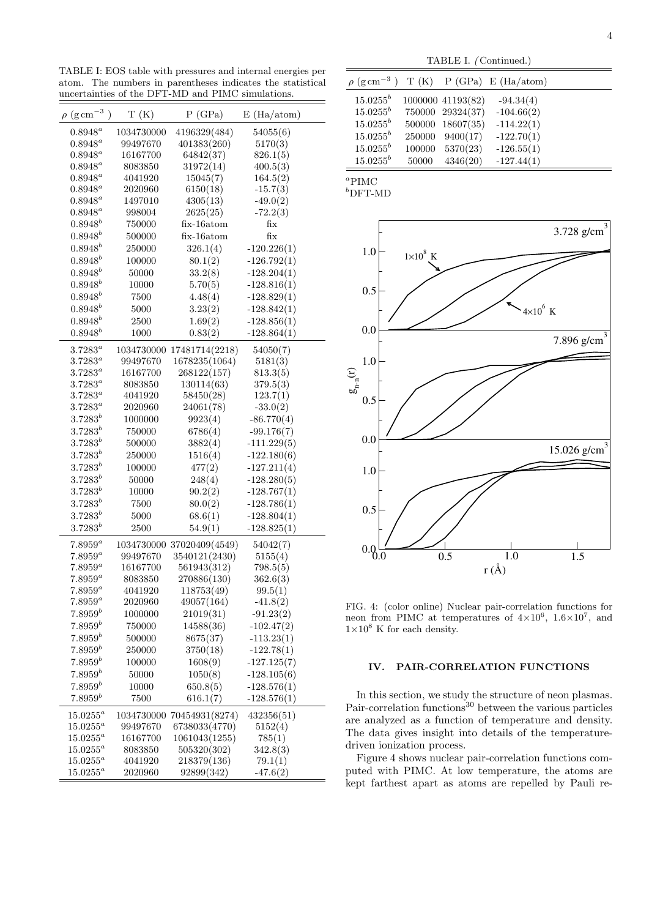TABLE I: EOS table with pressures and internal energies per atom. The numbers in parentheses indicates the statistical uncertainties of the DFT-MD and PIMC simulations.

| $\rho$ (g cm$^{-3}$) | T (K) | P (GPa) | E (Ha/atom) |
|---|---|---|---|
| $0.8948^a$ | 1034730000 | 4196329(484) | 54055(6) |
| $0.8948^a$ | 99497670 | 401383(260) | 5170(3) |
| $0.8948^a$ | 16167700 | 64842(37) | 826.1(5) |
| $0.8948^a$ | 8083850 | 31972(14) | 400.5(3) |
| $0.8948^a$ | 4041920 | 15045(7) | 164.5(2) |
| $0.8948^a$ | 2020960 | 6150(18) | -15.7(3) |
| $0.8948^a$ | 1497010 | 4305(13) | -49.0(2) |
| $0.8948^a$ | 998004 | 2625(25) | -72.2(3) |
| $0.8948^b$ | 750000 | fix-16atom | fix |
| $0.8948^b$ | 500000 | fix-16atom | fix |
| $0.8948^b$ | 250000 | 326.1(4) | -120.226(1) |
| $0.8948^b$ | 100000 | 80.1(2) | -126.792(1) |
| $0.8948^b$ | 50000 | 33.2(8) | -128.204(1) |
| $0.8948^b$ | 10000 | 5.70(5) | -128.816(1) |
| $0.8948^b$ | 7500 | 4.48(4) | -128.829(1) |
| $0.8948^b$ | 5000 | 3.23(2) | -128.842(1) |
| $0.8948^b$ | 2500 | 1.69(2) | -128.856(1) |
| $0.8948^b$ | 1000 | 0.83(2) | -128.864(1) |
| $3.7283^a$ | 1034730000 | 17481714(2218) | 54050(7) |
| $3.7283^a$ | 99497670 | 1678235(1064) | 5181(3) |
| $3.7283^a$ | 16167700 | 268122(157) | 813.3(5) |
| $3.7283^a$ | 8083850 | 130114(63) | 379.5(3) |
| $3.7283^a$ | 4041920 | 58450(28) | 123.7(1) |
| $3.7283^a$ | 2020960 | 24061(78) | -33.0(2) |
| $3.7283^b$ | 1000000 | 9923(4) | -86.770(4) |
| $3.7283^b$ | 750000 | 6786(4) | -99.176(7) |
| $3.7283^b$ | 500000 | 3882(4) | -111.229(5) |
| $3.7283^b$ | 250000 | 1516(4) | -122.180(6) |
| $3.7283^b$ | 100000 | 477(2) | -127.211(4) |
| $3.7283^b$ | 50000 | 248(4) | -128.280(5) |
| $3.7283^b$ | 10000 | 90.2(2) | -128.767(1) |
| $3.7283^b$ | 7500 | 80.0(2) | -128.786(1) |
| $3.7283^b$ | 5000 | 68.6(1) | -128.804(1) |
| $3.7283^b$ | 2500 | 54.9(1) | -128.825(1) |
| $7.8959^a$ | 1034730000 | 37020409(4549) | 54042(7) |
| $7.8959^a$ | 99497670 | 3540121(2430) | 5155(4) |
| $7.8959^a$ | 16167700 | 561943(312) | 798.5(5) |
| $7.8959^a$ | 8083850 | 270886(130) | 362.6(3) |
| $7.8959^a$ | 4041920 | 118753(49) | 99.5(1) |
| $7.8959^a$ | 2020960 | 49057(164) | -41.8(2) |
| $7.8959^b$ | 1000000 | 21019(31) | -91.23(2) |
| $7.8959^b$ | 750000 | 14588(36) | -102.47(2) |
| $7.8959^b$ | 500000 | 8675(37) | -113.23(1) |
| $7.8959^b$ | 250000 | 3750(18) | -122.78(1) |
| $7.8959^b$ | 100000 | 1608(9) | -127.125(7) |
| $7.8959^b$ | 50000 | 1050(8) | -128.105(6) |
| $7.8959^b$ | 10000 | 650.8(5) | -128.576(1) |
| $7.8959^b$ | 7500 | 616.1(7) | -128.576(1) |
| $15.0255^a$ | 1034730000 | 70454931(8274) | 432356(51) |
| $15.0255^a$ | 99497670 | 6738033(4770) | 5152(4) |
| $15.0255^a$ | 16167700 | 1061043(1255) | 785(1) |
| $15.0255^a$ | 8083850 | 505320(302) | 342.8(3) |
| $15.0255^a$ | 4041920 | 218379(136) | 79.1(1) |
| $15.0255^a$ | 2020960 | 92899(342) | -47.6(2) |
| $15.0255^b$ | 1000000 | 41193(82) | -94.34(4) |
| $15.0255^b$ | 750000 | 29324(37) | -104.66(2) |
| $15.0255^b$ | 500000 | 18607(35) | -114.22(1) |
| $15.0255^b$ | 250000 | 9400(17) | -122.70(1) |
| $15.0255^b$ | 100000 | 5370(23) | -126.55(1) |
| $15.0255^b$ | 50000 | 4346(20) | -127.44(1) |

[a] PIMC
[b] DFT-MD

FIG. 4: (color online) Nuclear pair-correlation functions for neon from PIMC at temperatures of $4{\times}10^6$, $1.6{\times}10^7$, and $1{\times}10^8$ K for each density.

## IV. PAIR-CORRELATION FUNCTIONS

In this section, we study the structure of neon plasmas. Pair-correlation functions[30] between the various particles are analyzed as a function of temperature and density. The data gives insight into details of the temperature-driven ionization process.

Figure 4 shows nuclear pair-correlation functions computed with PIMC. At low temperature, the atoms are kept farthest apart as atoms are repelled by Pauli re-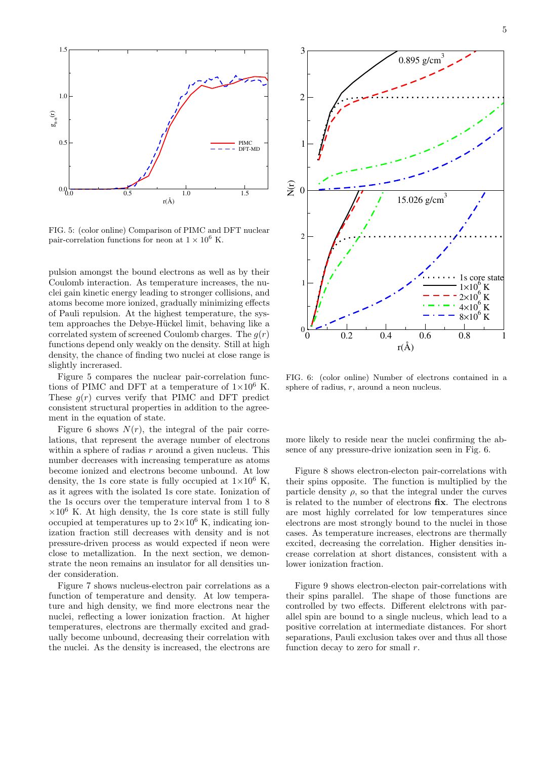FIG. 5: (color online) Comparison of PIMC and DFT nuclear pair-correlation functions for neon at $1 \times 10^6$ K.

FIG. 6: (color online) Number of electrons contained in a sphere of radius, $r$, around a neon nucleus.

pulsion amongst the bound electrons as well as by their Coulomb interaction. As temperature increases, the nuclei gain kinetic energy leading to stronger collisions, and atoms become more ionized, gradually minimizing effects of Pauli repulsion. At the highest temperature, the system approaches the Debye-Hückel limit, behaving like a correlated system of screened Coulomb charges. The $g(r)$ functions depend only weakly on the density. Still at high density, the chance of finding two nuclei at close range is slightly incrreased.

Figure 5 compares the nuclear pair-correlation functions of PIMC and DFT at a temperature of $1\times10^6$ K. These $g(r)$ curves verify that PIMC and DFT predict consistent structural properties in addition to the agreement in the equation of state.

Figure 6 shows $N(r)$, the integral of the pair correlations, that represent the average number of electrons within a sphere of radias $r$ around a given nucleus. This number decreases with increasing temperature as atoms become ionized and electrons become unbound. At low density, the 1s core state is fully occupied at $1\times10^6$ K, as it agrees with the isolated 1s core state. Ionization of the 1s occurs over the temperature interval from 1 to 8 $\times10^6$ K. At high density, the 1s core state is still fully occupied at temperatures up to $2\times10^6$ K, indicating ionization fraction still decreases with density and is not pressure-driven process as would expected if neon were close to metallization. In the next section, we demonstrate the neon remains an insulator for all densities under consideration.

Figure 7 shows nucleus-electron pair correlations as a function of temperature and density. At low temperature and high density, we find more electrons near the nuclei, reflecting a lower ionization fraction. At higher temperatures, electrons are thermally excited and gradually become unbound, decreasing their correlation with the nuclei. As the density is increased, the electrons are more likely to reside near the nuclei confirming the absence of any pressure-drive ionization seen in Fig. 6.

Figure 8 shows electron-electon pair-correlations with their spins opposite. The function is multiplied by the particle density $\rho$, so that the integral under the curves is related to the number of electrons **fix**. The electrons are most highly correlated for low temperatures since electrons are most strongly bound to the nuclei in those cases. As temperature increases, electrons are thermally excited, decreasing the correlation. Higher densities increase correlation at short distances, consistent with a lower ionization fraction.

Figure 9 shows electron-electon pair-correlations with their spins parallel. The shape of those functions are controlled by two effects. Different elelctrons with parallel spin are bound to a single nucleus, which lead to a positive correlation at intermediate distances. For short separations, Pauli exclusion takes over and thus all those function decay to zero for small $r$.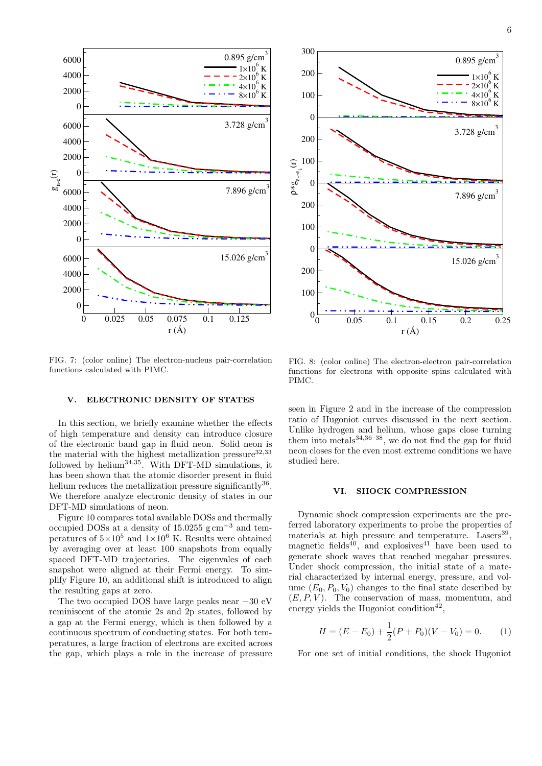FIG. 7: (color online) The electron-nucleus pair-correlation functions calculated with PIMC.

FIG. 8: (color online) The electron-electron pair-correlation functions for electrons with opposite spins calculated with PIMC.

## V. ELECTRONIC DENSITY OF STATES

In this section, we briefly examine whether the effects of high temperature and density can introduce closure of the electronic band gap in fluid neon. Solid neon is the material with the highest metallization pressure[32,33] followed by helium[34,35]. With DFT-MD simulations, it has been shown that the atomic disorder present in fluid helium reduces the metallization pressure significantly[36]. We therefore analyze electronic density of states in our DFT-MD simulations of neon.

Figure 10 compares total available DOSs and thermally occupied DOSs at a density of 15.0255 g cm$^{-3}$ and temperatures of $5\times10^5$ and $1\times10^6$ K. Results were obtained by averaging over at least 100 snapshots from equally spaced DFT-MD trajectories. The eigenvales of each snapshot were aligned at their Fermi energy. To simplify Figure 10, an additional shift is introduced to align the resulting gaps at zero.

The two occupied DOS have large peaks near $-30$ eV reminiscent of the atomic 2s and 2p states, followed by a gap at the Fermi energy, which is then followed by a continuous spectrum of conducting states. For both temperatures, a large fraction of electrons are excited across the gap, which plays a role in the increase of pressure seen in Figure 2 and in the increase of the compression ratio of Hugoniot curves discussed in the next section. Unlike hydrogen and helium, whose gaps close turning them into metals[34,36–38], we do not find the gap for fluid neon closes for the even most extreme conditions we have studied here.

## VI. SHOCK COMPRESSION

Dynamic shock compression experiments are the preferred laboratory experiments to probe the properties of materials at high pressure and temperature. Lasers[39], magnetic fields[40], and explosives[41] have been used to generate shock waves that reached megabar pressures. Under shock compression, the initial state of a material characterized by internal energy, pressure, and volume $(E_0, P_0, V_0)$ changes to the final state described by $(E, P, V)$. The conservation of mass, momentum, and energy yields the Hugoniot condition[42],

$$H = (E - E_0) + \frac{1}{2}(P + P_0)(V - V_0) = 0. \tag{1}$$

For one set of initial conditions, the shock Hugoniot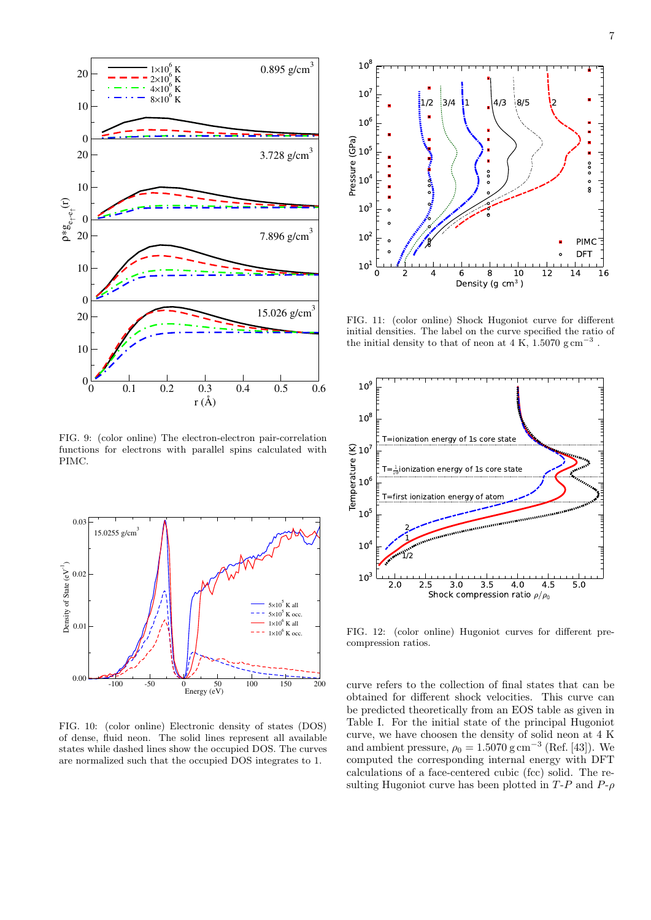FIG. 9: (color online) The electron-electron pair-correlation functions for electrons with parallel spins calculated with PIMC.

FIG. 10: (color online) Electronic density of states (DOS) of dense, fluid neon. The solid lines represent all available states while dashed lines show the occupied DOS. The curves are normalized such that the occupied DOS integrates to 1.

FIG. 11: (color online) Shock Hugoniot curve for different initial densities. The label on the curve specified the ratio of the initial density to that of neon at 4 K, 1.5070 g cm$^{-3}$ .

FIG. 12: (color online) Hugoniot curves for different pre-compression ratios.

curve refers to the collection of final states that can be obtained for different shock velocities. This curve can be predicted theoretically from an EOS table as given in Table I. For the initial state of the principal Hugoniot curve, we have choosen the density of solid neon at 4 K and ambient pressure, $\rho_0 = 1.5070\,\mathrm{g\,cm^{-3}}$ (Ref. [43]). We computed the corresponding internal energy with DFT calculations of a face-centered cubic (fcc) solid. The resulting Hugoniot curve has been plotted in $T$-$P$ and $P$-$\rho$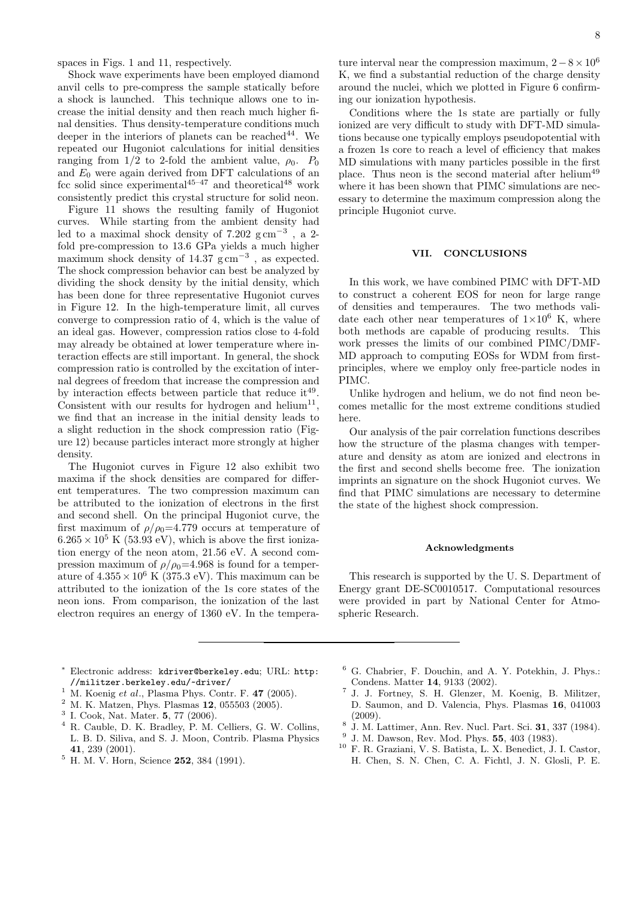spaces in Figs. 1 and 11, respectively.

Shock wave experiments have been employed diamond anvil cells to pre-compress the sample statically before a shock is launched. This technique allows one to increase the initial density and then reach much higher final densities. Thus density-temperature conditions much deeper in the interiors of planets can be reached[44]. We repeated our Hugoniot calculations for initial densities ranging from 1/2 to 2-fold the ambient value, $\rho_0$. $P_0$ and $E_0$ were again derived from DFT calculations of an fcc solid since experimental[45–47] and theoretical[48] work consistently predict this crystal structure for solid neon.

Figure 11 shows the resulting family of Hugoniot curves. While starting from the ambient density had led to a maximal shock density of 7.202 $\mathrm{g\,cm^{-3}}$ , a 2-fold pre-compression to 13.6 GPa yields a much higher maximum shock density of 14.37 $\mathrm{g\,cm^{-3}}$ , as expected. The shock compression behavior can best be analyzed by dividing the shock density by the initial density, which has been done for three representative Hugoniot curves in Figure 12. In the high-temperature limit, all curves converge to compression ratio of 4, which is the value of an ideal gas. However, compression ratios close to 4-fold may already be obtained at lower temperature where interaction effects are still important. In general, the shock compression ratio is controlled by the excitation of internal degrees of freedom that increase the compression and by interaction effects between particle that reduce it[49]. Consistent with our results for hydrogen and helium[11], we find that an increase in the initial density leads to a slight reduction in the shock compression ratio (Figure 12) because particles interact more strongly at higher density.

The Hugoniot curves in Figure 12 also exhibit two maxima if the shock densities are compared for different temperatures. The two compression maximum can be attributed to the ionization of electrons in the first and second shell. On the principal Hugoniot curve, the first maximum of $\rho/\rho_0$=4.779 occurs at temperature of $6.265 \times 10^5$ K (53.93 eV), which is above the first ionization energy of the neon atom, 21.56 eV. A second compression maximum of $\rho/\rho_0$=4.968 is found for a temperature of $4.355 \times 10^6$ K (375.3 eV). This maximum can be attributed to the ionization of the 1s core states of the neon ions. From comparison, the ionization of the last electron requires an energy of 1360 eV. In the temperature interval near the compression maximum, $2-8 \times 10^6$ K, we find a substantial reduction of the charge density around the nuclei, which we plotted in Figure 6 confirming our ionization hypothesis.

Conditions where the 1s state are partially or fully ionized are very difficult to study with DFT-MD simulations because one typically employs pseudopotential with a frozen 1s core to reach a level of efficiency that makes MD simulations with many particles possible in the first place. Thus neon is the second material after helium[49] where it has been shown that PIMC simulations are necessary to determine the maximum compression along the principle Hugoniot curve.

## VII. CONCLUSIONS

In this work, we have combined PIMC with DFT-MD to construct a coherent EOS for neon for large range of densities and temperaures. The two methods validate each other near temperatures of $1 \times 10^6$ K, where both methods are capable of producing results. This work presses the limits of our combined PIMC/DMF-MD approach to computing EOSs for WDM from first-principles, where we employ only free-particle nodes in PIMC.

Unlike hydrogen and helium, we do not find neon becomes metallic for the most extreme conditions studied here.

Our analysis of the pair correlation functions describes how the structure of the plasma changes with temperature and density as atom are ionized and electrons in the first and second shells become free. The ionization imprints an signature on the shock Hugoniot curves. We find that PIMC simulations are necessary to determine the state of the highest shock compression.

### Acknowledgments

This research is supported by the U. S. Department of Energy grant DE-SC0010517. Computational resources were provided in part by National Center for Atmospheric Research.

---

* Electronic address: kdriver@berkeley.edu; URL: http://militzer.berkeley.edu/~driver/

[1] M. Koenig *et al.*, Plasma Phys. Contr. F. **47** (2005).

[2] M. K. Matzen, Phys. Plasmas **12**, 055503 (2005).

[3] I. Cook, Nat. Mater. **5**, 77 (2006).

[4] R. Cauble, D. K. Bradley, P. M. Celliers, G. W. Collins, L. B. D. Siliva, and S. J. Moon, Contrib. Plasma Physics **41**, 239 (2001).

[5] H. M. V. Horn, Science **252**, 384 (1991).

[6] G. Chabrier, F. Douchin, and A. Y. Potekhin, J. Phys.: Condens. Matter **14**, 9133 (2002).

[7] J. J. Fortney, S. H. Glenzer, M. Koenig, B. Militzer, D. Saumon, and D. Valencia, Phys. Plasmas **16**, 041003 (2009).

[8] J. M. Lattimer, Ann. Rev. Nucl. Part. Sci. **31**, 337 (1984).

[9] J. M. Dawson, Rev. Mod. Phys. **55**, 403 (1983).

[10] F. R. Graziani, V. S. Batista, L. X. Benedict, J. I. Castor, H. Chen, S. N. Chen, C. A. Fichtl, J. N. Glosli, P. E.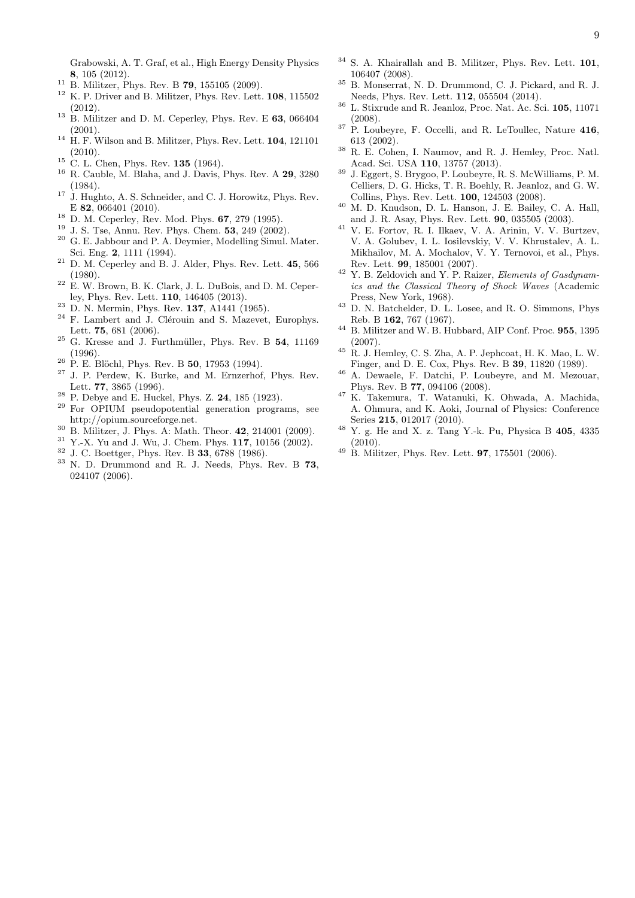Grabowski, A. T. Graf, et al., High Energy Density Physics **8**, 105 (2012).

[11] B. Militzer, Phys. Rev. B **79**, 155105 (2009).

[12] K. P. Driver and B. Militzer, Phys. Rev. Lett. **108**, 115502 (2012).

[13] B. Militzer and D. M. Ceperley, Phys. Rev. E **63**, 066404 (2001).

[14] H. F. Wilson and B. Militzer, Phys. Rev. Lett. **104**, 121101 (2010).

[15] C. L. Chen, Phys. Rev. **135** (1964).

[16] R. Cauble, M. Blaha, and J. Davis, Phys. Rev. A **29**, 3280 (1984).

[17] J. Hughto, A. S. Schneider, and C. J. Horowitz, Phys. Rev. E **82**, 066401 (2010).

[18] D. M. Ceperley, Rev. Mod. Phys. **67**, 279 (1995).

[19] J. S. Tse, Annu. Rev. Phys. Chem. **53**, 249 (2002).

[20] G. E. Jabbour and P. A. Deymier, Modelling Simul. Mater. Sci. Eng. **2**, 1111 (1994).

[21] D. M. Ceperley and B. J. Alder, Phys. Rev. Lett. **45**, 566 (1980).

[22] E. W. Brown, B. K. Clark, J. L. DuBois, and D. M. Ceperley, Phys. Rev. Lett. **110**, 146405 (2013).

[23] D. N. Mermin, Phys. Rev. **137**, A1441 (1965).

[24] F. Lambert and J. Clérouin and S. Mazevet, Europhys. Lett. **75**, 681 (2006).

[25] G. Kresse and J. Furthmüller, Phys. Rev. B **54**, 11169 (1996).

[26] P. E. Blöchl, Phys. Rev. B **50**, 17953 (1994).

[27] J. P. Perdew, K. Burke, and M. Ernzerhof, Phys. Rev. Lett. **77**, 3865 (1996).

[28] P. Debye and E. Huckel, Phys. Z. **24**, 185 (1923).

[29] For OPIUM pseudopotential generation programs, see http://opium.sourceforge.net.

[30] B. Militzer, J. Phys. A: Math. Theor. **42**, 214001 (2009).

[31] Y.-X. Yu and J. Wu, J. Chem. Phys. **117**, 10156 (2002).

[32] J. C. Boettger, Phys. Rev. B **33**, 6788 (1986).

[33] N. D. Drummond and R. J. Needs, Phys. Rev. B **73**, 024107 (2006).

[34] S. A. Khairallah and B. Militzer, Phys. Rev. Lett. **101**, 106407 (2008).

[35] B. Monserrat, N. D. Drummond, C. J. Pickard, and R. J. Needs, Phys. Rev. Lett. **112**, 055504 (2014).

[36] L. Stixrude and R. Jeanloz, Proc. Nat. Ac. Sci. **105**, 11071 (2008).

[37] P. Loubeyre, F. Occelli, and R. LeToullec, Nature **416**, 613 (2002).

[38] R. E. Cohen, I. Naumov, and R. J. Hemley, Proc. Natl. Acad. Sci. USA **110**, 13757 (2013).

[39] J. Eggert, S. Brygoo, P. Loubeyre, R. S. McWilliams, P. M. Celliers, D. G. Hicks, T. R. Boehly, R. Jeanloz, and G. W. Collins, Phys. Rev. Lett. **100**, 124503 (2008).

[40] M. D. Knudson, D. L. Hanson, J. E. Bailey, C. A. Hall, and J. R. Asay, Phys. Rev. Lett. **90**, 035505 (2003).

[41] V. E. Fortov, R. I. Ilkaev, V. A. Arinin, V. V. Burtzev, V. A. Golubev, I. L. Iosilevskiy, V. V. Khrustalev, A. L. Mikhailov, M. A. Mochalov, V. Y. Ternovoi, et al., Phys. Rev. Lett. **99**, 185001 (2007).

[42] Y. B. Zeldovich and Y. P. Raizer, *Elements of Gasdynamics and the Classical Theory of Shock Waves* (Academic Press, New York, 1968).

[43] D. N. Batchelder, D. L. Losee, and R. O. Simmons, Phys Reb. B **162**, 767 (1967).

[44] B. Militzer and W. B. Hubbard, AIP Conf. Proc. **955**, 1395 (2007).

[45] R. J. Hemley, C. S. Zha, A. P. Jephcoat, H. K. Mao, L. W. Finger, and D. E. Cox, Phys. Rev. B **39**, 11820 (1989).

[46] A. Dewaele, F. Datchi, P. Loubeyre, and M. Mezouar, Phys. Rev. B **77**, 094106 (2008).

[47] K. Takemura, T. Watanuki, K. Ohwada, A. Machida, A. Ohmura, and K. Aoki, Journal of Physics: Conference Series **215**, 012017 (2010).

[48] Y. g. He and X. z. Tang Y.-k. Pu, Physica B **405**, 4335 (2010).

[49] B. Militzer, Phys. Rev. Lett. **97**, 175501 (2006).